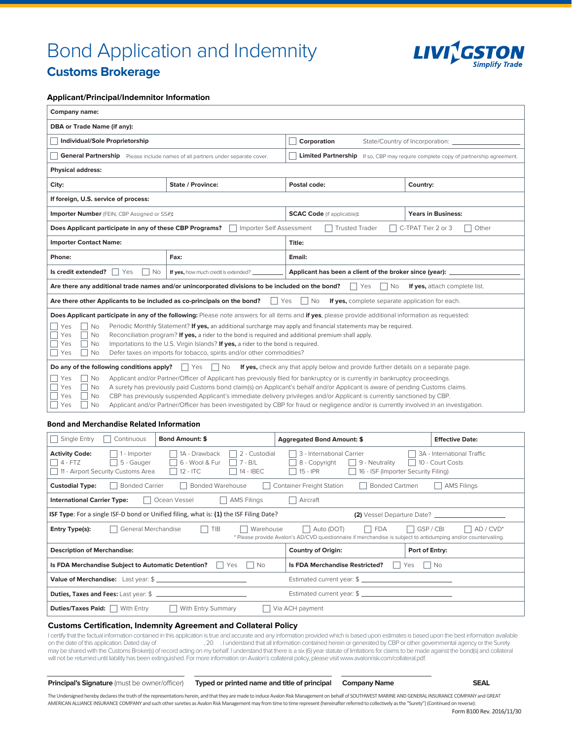# Bond Application and Indemnity

## Customs Brokerage

LIVINGSTON Simplify Trade

### Applicant/Principal/Indemnitor Information

| | | | |
|---|---|---|---|
| **Company name:** | | | |
| **DBA or Trade Name (if any):** | | | |
| ☐ **Individual/Sole Proprietorship** | | ☐ **Corporation** State/Country of Incorporation: ______ | |
| ☐ **General Partnership** Please include names of all partners under separate cover. | | ☐ **Limited Partnership** If so, CBP may require complete copy of partnership agreement. | |
| **Physical address:** | | | |
| **City:** | **State / Province:** | **Postal code:** | **Country:** |
| **If foreign, U.S. service of process:** | | | |
| **Importer Number** (FEIN, CBP Assigned or SS#): | | **SCAC Code** (if applicable): | **Years in Business:** |
| **Does Applicant participate in any of these CBP Programs?** ☐ Importer Self Assessment ☐ Trusted Trader ☐ C-TPAT Tier 2 or 3 ☐ Other | | | |
| **Importer Contact Name:** | | **Title:** | |
| **Phone:** | **Fax:** | **Email:** | |
| **Is credit extended?** ☐ Yes ☐ No | **If yes,** how much credit is extended? ______ | **Applicant has been a client of the broker since (year):** ______ | |
| **Are there any additional trade names and/or unincorporated divisions to be included on the bond?** ☐ Yes ☐ No **If yes,** attach complete list. | | | |
| **Are there other Applicants to be included as co-principals on the bond?** ☐ Yes ☐ No **If yes,** complete separate application for each. | | | |

**Does Applicant participate in any of the following:** Please note answers for all items and **if yes**, please provide additional information as requested:

- ☐ Yes ☐ No Periodic Monthly Statement? **If yes,** an additional surcharge may apply and financial statements may be required.
- ☐ Yes ☐ No Reconciliation program? **If yes,** a rider to the bond is required and additional premium shall apply.
- ☐ Yes ☐ No Importations to the U.S. Virgin Islands? **If yes,** a rider to the bond is required.
- ☐ Yes ☐ No Defer taxes on imports for tobacco, spirits and/or other commodities?

**Do any of the following conditions apply?** ☐ Yes ☐ No **If yes,** check any that apply below and provide further details on a separate page.

- ☐ Yes ☐ No Applicant and/or Partner/Officer of Applicant has previously filed for bankruptcy or is currently in bankruptcy proceedings.
- ☐ Yes ☐ No A surety has previously paid Customs bond claim(s) on Applicant's behalf and/or Applicant is aware of pending Customs claims.
- ☐ Yes ☐ No CBP has previously suspended Applicant's immediate delivery privileges and/or Applicant is currently sanctioned by CBP.
- ☐ Yes ☐ No Applicant and/or Partner/Officer has been investigated by CBP for fraud or negligence and/or is currently involved in an investigation.

### Bond and Merchandise Related Information

| | | | |
|---|---|---|---|
| ☐ Single Entry ☐ Continuous | **Bond Amount: $** | **Aggregated Bond Amount: $** | **Effective Date:** |

**Activity Code:** ☐ 1 - Importer ☐ 1A - Drawback ☐ 2 - Custodial ☐ 3 - International Carrier ☐ 3A - International Traffic ☐ 4 - FTZ ☐ 5 - Gauger ☐ 6 - Wool & Fur ☐ 7 - B/L ☐ 8 - Copyright ☐ 9 - Neutrality ☐ 10 - Court Costs ☐ 11 - Airport Security Customs Area ☐ 12 - ITC ☐ 14 - IBEC ☐ 15 - IPR ☐ 16 - ISF (Importer Security Filing)

**Custodial Type:** ☐ Bonded Carrier ☐ Bonded Warehouse ☐ Container Freight Station ☐ Bonded Cartmen ☐ AMS Filings

**International Carrier Type:** ☐ Ocean Vessel ☐ AMS Filings ☐ Aircraft

**ISF Type**: For a single ISF-D bond or Unified filing, what is: **(1)** the ISF Filing Date? **(2)** Vessel Departure Date? ______

**Entry Type(s):** ☐ General Merchandise ☐ TIB ☐ Warehouse ☐ Auto (DOT) ☐ FDA ☐ GSP / CBI ☐ AD / CVD*

\* Please provide Avalon's AD/CVD questionnaire if merchandise is subject to antidumping and/or countervailing.

| | | |
|---|---|---|
| **Description of Merchandise:** | **Country of Origin:** | **Port of Entry:** |
| **Is FDA Merchandise Subject to Automatic Detention?** ☐ Yes ☐ No | **Is FDA Merchandise Restricted?** ☐ Yes ☐ No | |
| **Value of Merchandise:** Last year: $ ______ | Estimated current year: $ ______ | |
| **Duties, Taxes and Fees:** Last year: $ ______ | Estimated current year: $ ______ | |
| **Duties/Taxes Paid:** ☐ With Entry ☐ With Entry Summary ☐ Via ACH payment | | |

### Customs Certification, Indemnity Agreement and Collateral Policy

I certify that the factual information contained in this application is true and accurate and any information provided which is based upon estimates is based upon the best information available on the date of this application. Dated day of , 20 . I understand that all information contained herein or generated by CBP or other governmental agency or the Surety may be shared with the Customs Broker(s) of record acting on my behalf. I understand that there is a six (6) year statute of limitations for claims to be made against the bond(s) and collateral will not be returned until liability has been extinguished. For more information on Avalon's collateral policy, please visit www.avalonrisk.com/collateral.pdf.

______ ______ ______

**Principal's Signature** (must be owner/officer) **Typed or printed name and title of principal** **Company Name** **SEAL**

The Undersigned hereby declares the truth of the representations herein, and that they are made to induce Avalon Risk Management on behalf of SOUTHWEST MARINE AND GENERAL INSURANCE COMPANY and GREAT AMERICAN ALLIANCE INSURANCE COMPANY and such other sureties as Avalon Risk Management may from time to time represent (hereinafter referred to collectively as the "Surety") (Continued on reverse):

Form B100 Rev. 2016/11/30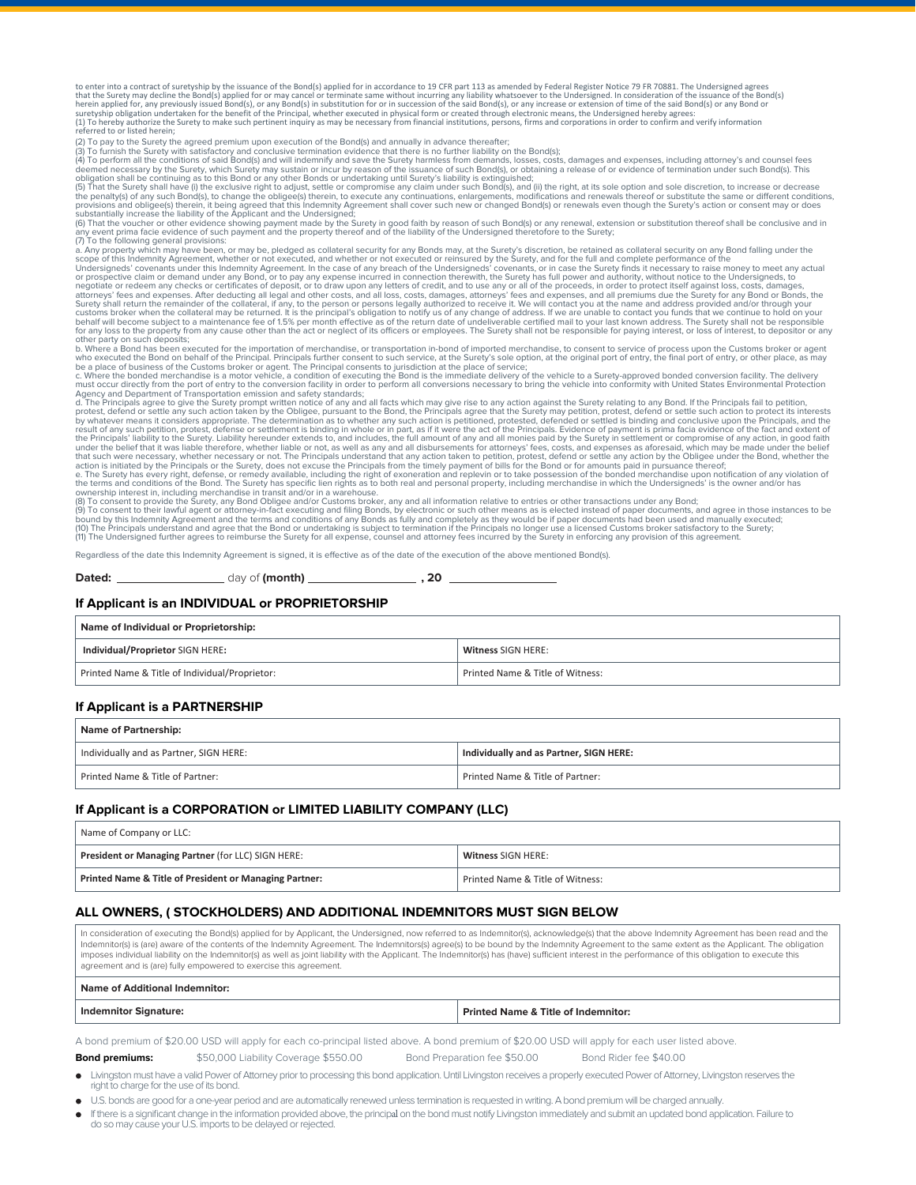to enter into a contract of suretyship by the issuance of the Bond(s) applied for in accordance to 19 CFR part 113 as amended by Federal Register Notice 79 FR 70881. The Undersigned agrees that the Surety may decline the Bond(s) applied for or may cancel or terminate same without incurring any liability whatsoever to the Undersigned. In consideration of the issuance of the Bond(s) herein applied for, any previously issued Bond(s), or any Bond(s) in substitution for or in succession of the said Bond(s), or any increase or extension of time of the said Bond(s) or any Bond or suretyship obligation undertaken for the benefit of the Principal, whether executed in physical form or created through electronic means, the Undersigned hereby agrees:

(1) To hereby authorize the Surety to make such pertinent inquiry as may be necessary from financial institutions, persons, firms and corporations in order to confirm and verify information referred to or listed herein;

(2) To pay to the Surety the agreed premium upon execution of the Bond(s) and annually in advance thereafter;

(3) To furnish the Surety with satisfactory and conclusive termination evidence that there is no further liability on the Bond(s);

(4) To perform all the conditions of said Bond(s) and will indemnify and save the Surety harmless from demands, losses, costs, damages and expenses, including attorney's and counsel fees deemed necessary by the Surety, which Surety may sustain or incur by reason of the issuance of such Bond(s), or obtaining a release of or evidence of termination under such Bond(s). This obligation shall be continuing as to this Bond or any other Bonds or undertaking until Surety's liability is extinguished;

(5) That the Surety shall have (i) the exclusive right to adjust, settle or compromise any claim under such Bond(s), and (ii) the right, at its sole option and sole discretion, to increase or decrease the penalty(s) of any such Bond(s), to change the obligee(s) therein, to execute any continuations, enlargements, modifications and renewals thereof or substitute the same or different conditions, provisions and obligee(s) therein, it being agreed that this Indemnity Agreement shall cover such new or changed Bond(s) or renewals even though the Surety's action or consent may or does substantially increase the liability of the Applicant and the Undersigned;

(6) That the voucher or other evidence showing payment made by the Surety in good faith by reason of such Bond(s) or any renewal, extension or substitution thereof shall be conclusive and in any event prima facie evidence of such payment and the property thereof and of the liability of the Undersigned theretofore to the Surety;

(7) To the following general provisions:

a. Any property which may have been, or may be, pledged as collateral security for any Bonds may, at the Surety's discretion, be retained as collateral security on any Bond falling under the scope of this Indemnity Agreement, whether or not executed, and whether or not executed or reinsured by the Surety, and for the full and complete performance of the Undersigneds' covenants under this Indemnity Agreement. In the case of any breach of the Undersigneds' covenants, or in case the Surety finds it necessary to raise money to meet any actual or prospective claim or demand under any Bond, or to pay any expense incurred in connection therewith, the Surety has full power and authority, without notice to the Undersigneds, to negotiate or redeem any checks or certificates of deposit, or to draw upon any letters of credit, and to use any or all of the proceeds, in order to protect itself against loss, costs, damages, attorneys' fees and expenses. After deducting all legal and other costs, and all loss, costs, damages, attorneys' fees and expenses, and all premiums due the Surety for any Bond or Bonds, the Surety shall return the remainder of the collateral, if any, to the person or persons legally authorized to receive it. We will contact you at the name and address provided and/or through your customs broker when the collateral may be returned. It is the principal's obligation to notify us of any change of address. If we are unable to contact you funds that we continue to hold on your behalf will become subject to a maintenance fee of 1.5% per month effective as of the return date of undeliverable certified mail to your last known address. The Surety shall not be responsible for any loss to the property from any cause other than the act or neglect of its officers or employees. The Surety shall not be responsible for paying interest, or loss of interest, to depositor or any other party on such deposits;

b. Where a Bond has been executed for the importation of merchandise, or transportation in-bond of imported merchandise, to consent to service of process upon the Customs broker or agent who executed the Bond on behalf of the Principal. Principals further consent to such service, at the Surety's sole option, at the original port of entry, the final port of entry, or other place, as may be a place of business of the Customs broker or agent. The Principal consents to jurisdiction at the place of service;

c. Where the bonded merchandise is a motor vehicle, a condition of executing the Bond is the immediate delivery of the vehicle to a Surety-approved bonded conversion facility. The delivery must occur directly from the port of entry to the conversion facility in order to perform all conversions necessary to bring the vehicle into conformity with United States Environmental Protection Agency and Department of Transportation emission and safety standards;

d. The Principals agree to give the Surety prompt written notice of any and all facts which may give rise to any action against the Surety relating to any Bond. If the Principals fail to petition, protest, defend or settle any such action taken by the Obligee, pursuant to the Bond, the Principals agree that the Surety may petition, protest, defend or settle such action to protect its interests by whatever means it considers appropriate. The determination as to whether any such action is petitioned, protested, defended or settled is binding and conclusive upon the Principals, and the result of any such petition, protest, defense or settlement is binding in whole or in part, as if it were the act of the Principals. Evidence of payment is prima facia evidence of the fact and extent of the Principals' liability to the Surety. Liability hereunder extends to, and includes, the full amount of any and all monies paid by the Surety in settlement or compromise of any action, in good faith under the belief that it was liable therefore, whether liable or not, as well as any and all disbursements for attorneys' fees, costs, and expenses as aforesaid, which may be made under the belief that such were necessary, whether necessary or not. The Principals understand that any action taken to petition, protest, defend or settle any action by the Obligee under the Bond, whether the action is initiated by the Principals or the Surety, does not excuse the Principals from the timely payment of bills for the Bond or for amounts paid in pursuance thereof;

e. The Surety has every right, defense, or remedy available, including the right of exoneration and replevin or to take possession of the bonded merchandise upon notification of any violation of the terms and conditions of the Bond. The Surety has specific lien rights as to both real and personal property, including merchandise in which the Undersigneds' is the owner and/or has ownership interest in, including merchandise in transit and/or in a warehouse.

(8) To consent to provide the Surety, any Bond Obligee and/or Customs broker, any and all information relative to entries or other transactions under any Bond;

(9) To consent to their lawful agent or attorney-in-fact executing and filing Bonds, by electronic or such other means as is elected instead of paper documents, and agree in those instances to be bound by this Indemnity Agreement and the terms and conditions of any Bonds as fully and completely as they would be if paper documents had been used and manually executed;

(10) The Principals understand and agree that the Bond or undertaking is subject to termination if the Principals no longer use a licensed Customs broker satisfactory to the Surety;

(11) The Undersigned further agrees to reimburse the Surety for all expense, counsel and attorney fees incurred by the Surety in enforcing any provision of this agreement.

Regardless of the date this Indemnity Agreement is signed, it is effective as of the date of the execution of the above mentioned Bond(s).

**Dated:** ________________ day of **(month)** ________________ **, 20** ________________

## If Applicant is an INDIVIDUAL or PROPRIETORSHIP

| **Name of Individual or Proprietorship:** | |
|---|---|
| **Individual/Proprietor** SIGN HERE**:** | **Witness** SIGN HERE: |
| Printed Name & Title of Individual/Proprietor: | Printed Name & Title of Witness: |

## If Applicant is a PARTNERSHIP

| **Name of Partnership:** | |
|---|---|
| Individually and as Partner, SIGN HERE: | **Individually and as Partner, SIGN HERE:** |
| Printed Name & Title of Partner: | Printed Name & Title of Partner: |

## If Applicant is a CORPORATION or LIMITED LIABILITY COMPANY (LLC)

| Name of Company or LLC: | |
|---|---|
| **President or Managing Partner** (for LLC) SIGN HERE: | **Witness** SIGN HERE: |
| **Printed Name & Title of President or Managing Partner:** | Printed Name & Title of Witness: |

## ALL OWNERS, ( STOCKHOLDERS) AND ADDITIONAL INDEMNITORS MUST SIGN BELOW

In consideration of executing the Bond(s) applied for by Applicant, the Undersigned, now referred to as Indemnitor(s), acknowledge(s) that the above Indemnity Agreement has been read and the Indemnitor(s) is (are) aware of the contents of the Indemnity Agreement. The Indemnitors(s) agree(s) to be bound by the Indemnity Agreement to the same extent as the Applicant. The obligation imposes individual liability on the Indemnitor(s) as well as joint liability with the Applicant. The Indemnitor(s) has (have) sufficient interest in the performance of this obligation to execute this agreement and is (are) fully empowered to exercise this agreement.

| **Name of Additional Indemnitor:** | |
|---|---|
| **Indemnitor Signature:** | **Printed Name & Title of Indemnitor:** |

A bond premium of $20.00 USD will apply for each co-principal listed above. A bond premium of $20.00 USD will apply for each user listed above.

**Bond premiums:** $50,000 Liability Coverage $550.00 Bond Preparation fee $50.00 Bond Rider fee $40.00

- Livingston must have a valid Power of Attorney prior to processing this bond application. Until Livingston receives a properly executed Power of Attorney, Livingston reserves the right to charge for the use of its bond.
- U.S. bonds are good for a one-year period and are automatically renewed unless termination is requested in writing. A bond premium will be charged annually.
- If there is a significant change in the information provided above, the principal on the bond must notify Livingston immediately and submit an updated bond application. Failure to do so may cause your U.S. imports to be delayed or rejected.